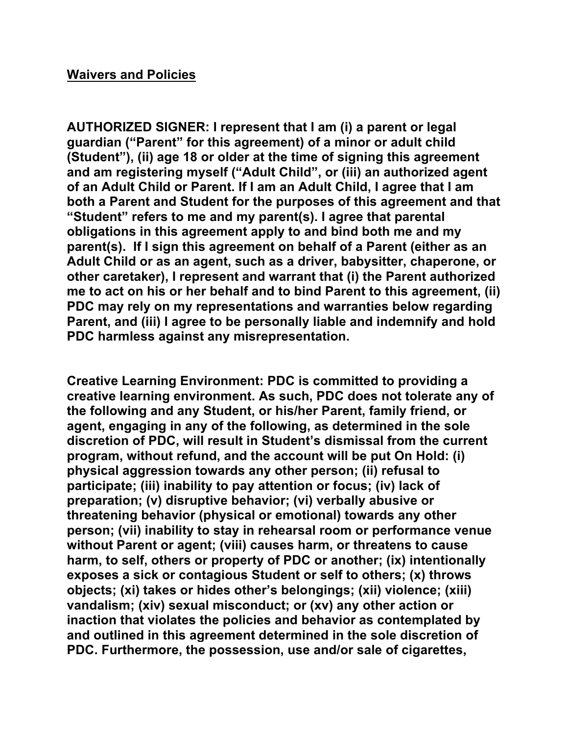## Waivers and Policies

**AUTHORIZED SIGNER: I represent that I am (i) a parent or legal guardian ("Parent" for this agreement) of a minor or adult child (Student"), (ii) age 18 or older at the time of signing this agreement and am registering myself ("Adult Child", or (iii) an authorized agent of an Adult Child or Parent. If I am an Adult Child, I agree that I am both a Parent and Student for the purposes of this agreement and that "Student" refers to me and my parent(s). I agree that parental obligations in this agreement apply to and bind both me and my parent(s). If I sign this agreement on behalf of a Parent (either as an Adult Child or as an agent, such as a driver, babysitter, chaperone, or other caretaker), I represent and warrant that (i) the Parent authorized me to act on his or her behalf and to bind Parent to this agreement, (ii) PDC may rely on my representations and warranties below regarding Parent, and (iii) I agree to be personally liable and indemnify and hold PDC harmless against any misrepresentation.**

**Creative Learning Environment: PDC is committed to providing a creative learning environment. As such, PDC does not tolerate any of the following and any Student, or his/her Parent, family friend, or agent, engaging in any of the following, as determined in the sole discretion of PDC, will result in Student's dismissal from the current program, without refund, and the account will be put On Hold: (i) physical aggression towards any other person; (ii) refusal to participate; (iii) inability to pay attention or focus; (iv) lack of preparation; (v) disruptive behavior; (vi) verbally abusive or threatening behavior (physical or emotional) towards any other person; (vii) inability to stay in rehearsal room or performance venue without Parent or agent; (viii) causes harm, or threatens to cause harm, to self, others or property of PDC or another; (ix) intentionally exposes a sick or contagious Student or self to others; (x) throws objects; (xi) takes or hides other's belongings; (xii) violence; (xiii) vandalism; (xiv) sexual misconduct; or (xv) any other action or inaction that violates the policies and behavior as contemplated by and outlined in this agreement determined in the sole discretion of PDC. Furthermore, the possession, use and/or sale of cigarettes,**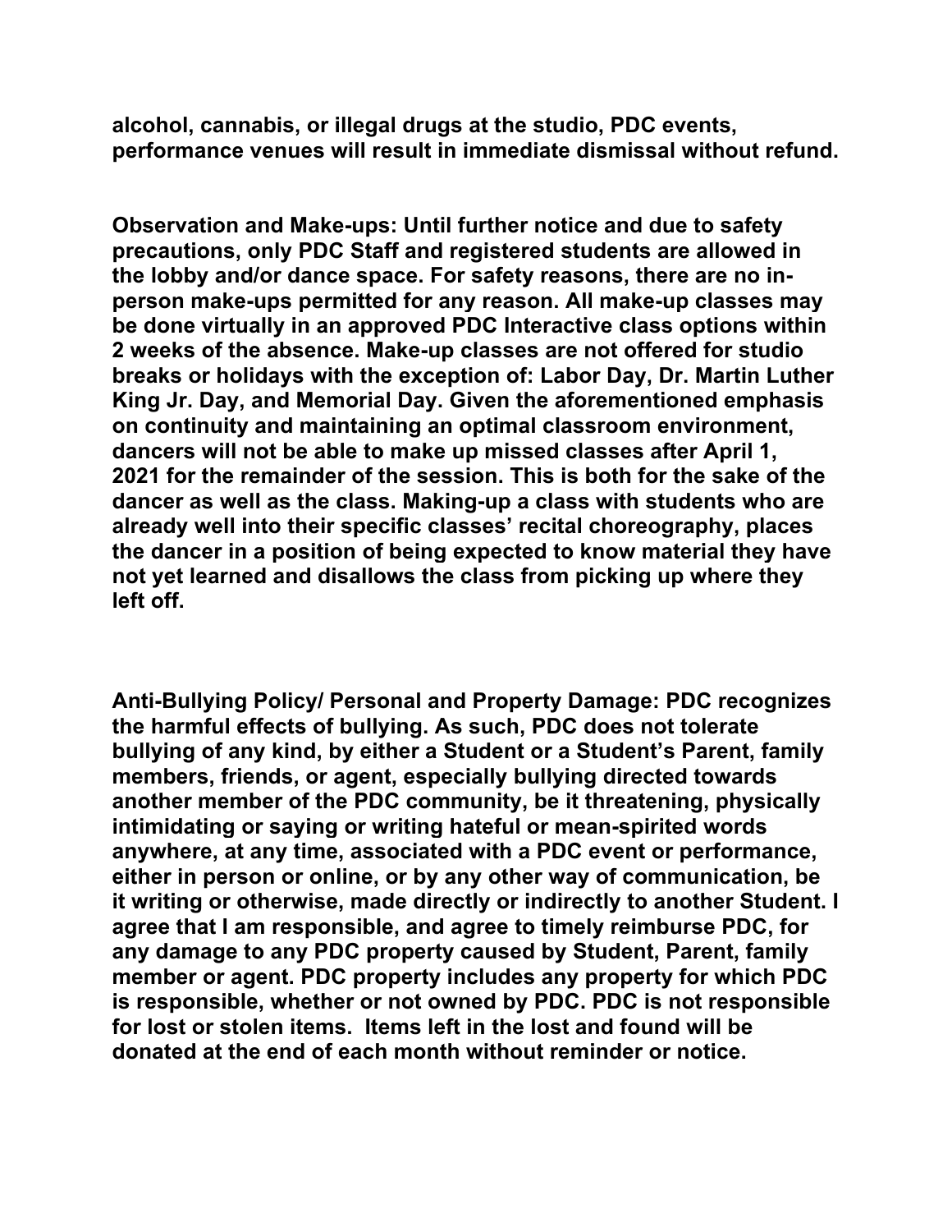**alcohol, cannabis, or illegal drugs at the studio, PDC events, performance venues will result in immediate dismissal without refund.**

**Observation and Make-ups: Until further notice and due to safety precautions, only PDC Staff and registered students are allowed in the lobby and/or dance space. For safety reasons, there are no in-person make-ups permitted for any reason. All make-up classes may be done virtually in an approved PDC Interactive class options within 2 weeks of the absence. Make-up classes are not offered for studio breaks or holidays with the exception of: Labor Day, Dr. Martin Luther King Jr. Day, and Memorial Day. Given the aforementioned emphasis on continuity and maintaining an optimal classroom environment, dancers will not be able to make up missed classes after April 1, 2021 for the remainder of the session. This is both for the sake of the dancer as well as the class. Making-up a class with students who are already well into their specific classes' recital choreography, places the dancer in a position of being expected to know material they have not yet learned and disallows the class from picking up where they left off.**

**Anti-Bullying Policy/ Personal and Property Damage: PDC recognizes the harmful effects of bullying. As such, PDC does not tolerate bullying of any kind, by either a Student or a Student's Parent, family members, friends, or agent, especially bullying directed towards another member of the PDC community, be it threatening, physically intimidating or saying or writing hateful or mean-spirited words anywhere, at any time, associated with a PDC event or performance, either in person or online, or by any other way of communication, be it writing or otherwise, made directly or indirectly to another Student. I agree that I am responsible, and agree to timely reimburse PDC, for any damage to any PDC property caused by Student, Parent, family member or agent. PDC property includes any property for which PDC is responsible, whether or not owned by PDC. PDC is not responsible for lost or stolen items. Items left in the lost and found will be donated at the end of each month without reminder or notice.**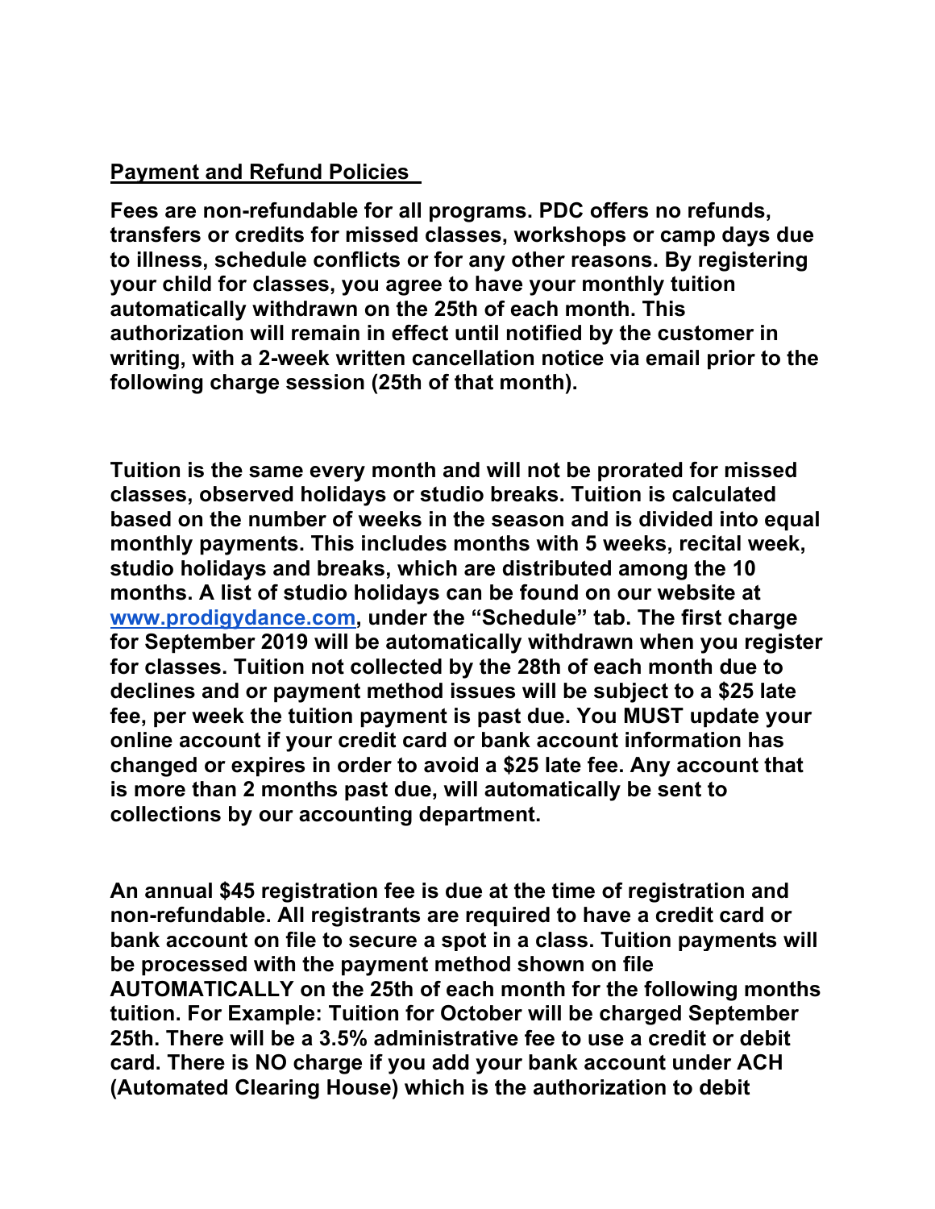## Payment and Refund Policies

**Fees are non-refundable for all programs. PDC offers no refunds, transfers or credits for missed classes, workshops or camp days due to illness, schedule conflicts or for any other reasons. By registering your child for classes, you agree to have your monthly tuition automatically withdrawn on the 25th of each month. This authorization will remain in effect until notified by the customer in writing, with a 2-week written cancellation notice via email prior to the following charge session (25th of that month).**

**Tuition is the same every month and will not be prorated for missed classes, observed holidays or studio breaks. Tuition is calculated based on the number of weeks in the season and is divided into equal monthly payments. This includes months with 5 weeks, recital week, studio holidays and breaks, which are distributed among the 10 months. A list of studio holidays can be found on our website at [www.prodigydance.com](http://www.prodigydance.com), under the "Schedule" tab. The first charge for September 2019 will be automatically withdrawn when you register for classes. Tuition not collected by the 28th of each month due to declines and or payment method issues will be subject to a $25 late fee, per week the tuition payment is past due. You MUST update your online account if your credit card or bank account information has changed or expires in order to avoid a $25 late fee. Any account that is more than 2 months past due, will automatically be sent to collections by our accounting department.**

**An annual $45 registration fee is due at the time of registration and non-refundable. All registrants are required to have a credit card or bank account on file to secure a spot in a class. Tuition payments will be processed with the payment method shown on file AUTOMATICALLY on the 25th of each month for the following months tuition. For Example: Tuition for October will be charged September 25th. There will be a 3.5% administrative fee to use a credit or debit card. There is NO charge if you add your bank account under ACH (Automated Clearing House) which is the authorization to debit**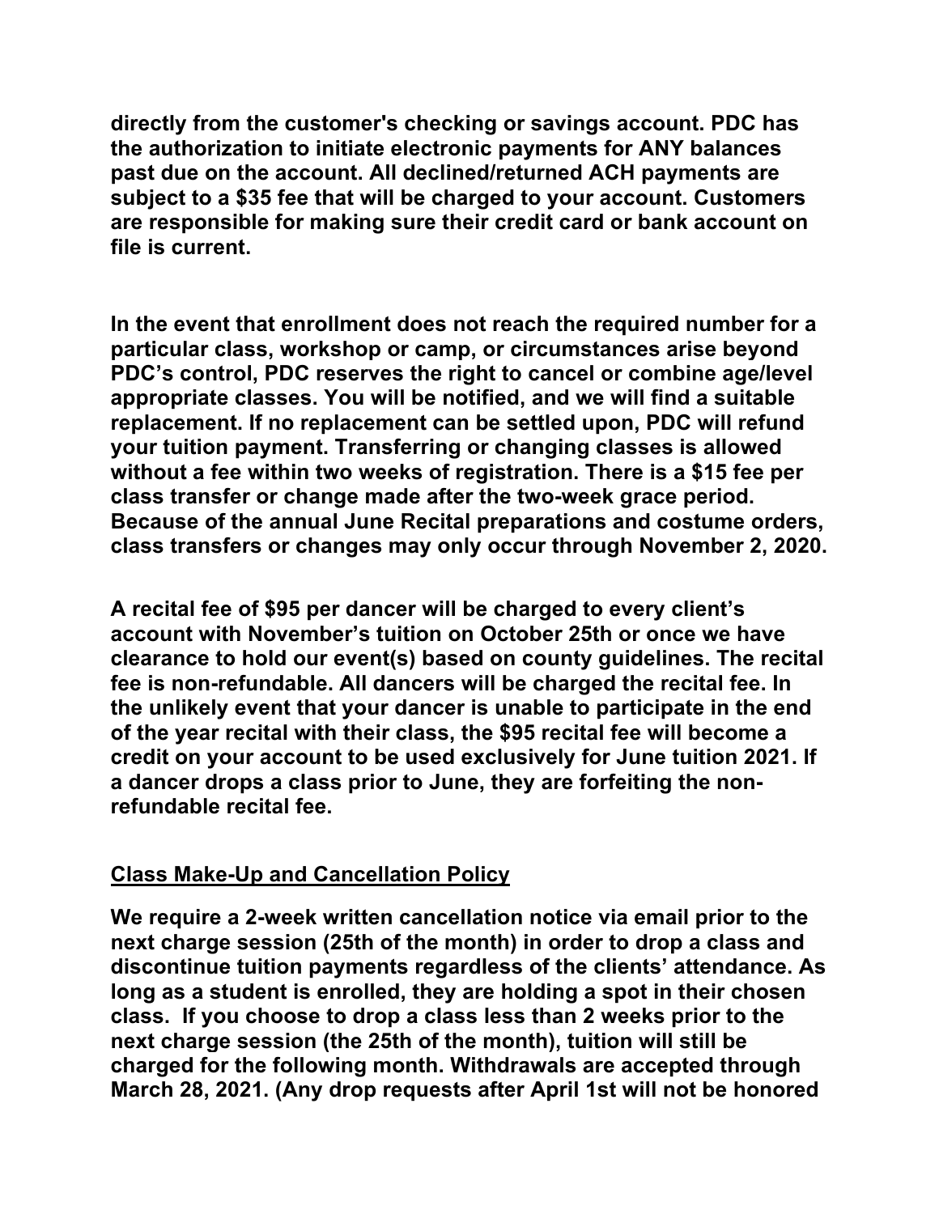**directly from the customer's checking or savings account. PDC has the authorization to initiate electronic payments for ANY balances past due on the account. All declined/returned ACH payments are subject to a $35 fee that will be charged to your account. Customers are responsible for making sure their credit card or bank account on file is current.**

**In the event that enrollment does not reach the required number for a particular class, workshop or camp, or circumstances arise beyond PDC's control, PDC reserves the right to cancel or combine age/level appropriate classes. You will be notified, and we will find a suitable replacement. If no replacement can be settled upon, PDC will refund your tuition payment. Transferring or changing classes is allowed without a fee within two weeks of registration. There is a $15 fee per class transfer or change made after the two-week grace period. Because of the annual June Recital preparations and costume orders, class transfers or changes may only occur through November 2, 2020.**

**A recital fee of $95 per dancer will be charged to every client's account with November's tuition on October 25th or once we have clearance to hold our event(s) based on county guidelines. The recital fee is non-refundable. All dancers will be charged the recital fee. In the unlikely event that your dancer is unable to participate in the end of the year recital with their class, the $95 recital fee will become a credit on your account to be used exclusively for June tuition 2021. If a dancer drops a class prior to June, they are forfeiting the non-refundable recital fee.**

## Class Make-Up and Cancellation Policy

**We require a 2-week written cancellation notice via email prior to the next charge session (25th of the month) in order to drop a class and discontinue tuition payments regardless of the clients' attendance. As long as a student is enrolled, they are holding a spot in their chosen class. If you choose to drop a class less than 2 weeks prior to the next charge session (the 25th of the month), tuition will still be charged for the following month. Withdrawals are accepted through March 28, 2021. (Any drop requests after April 1st will not be honored**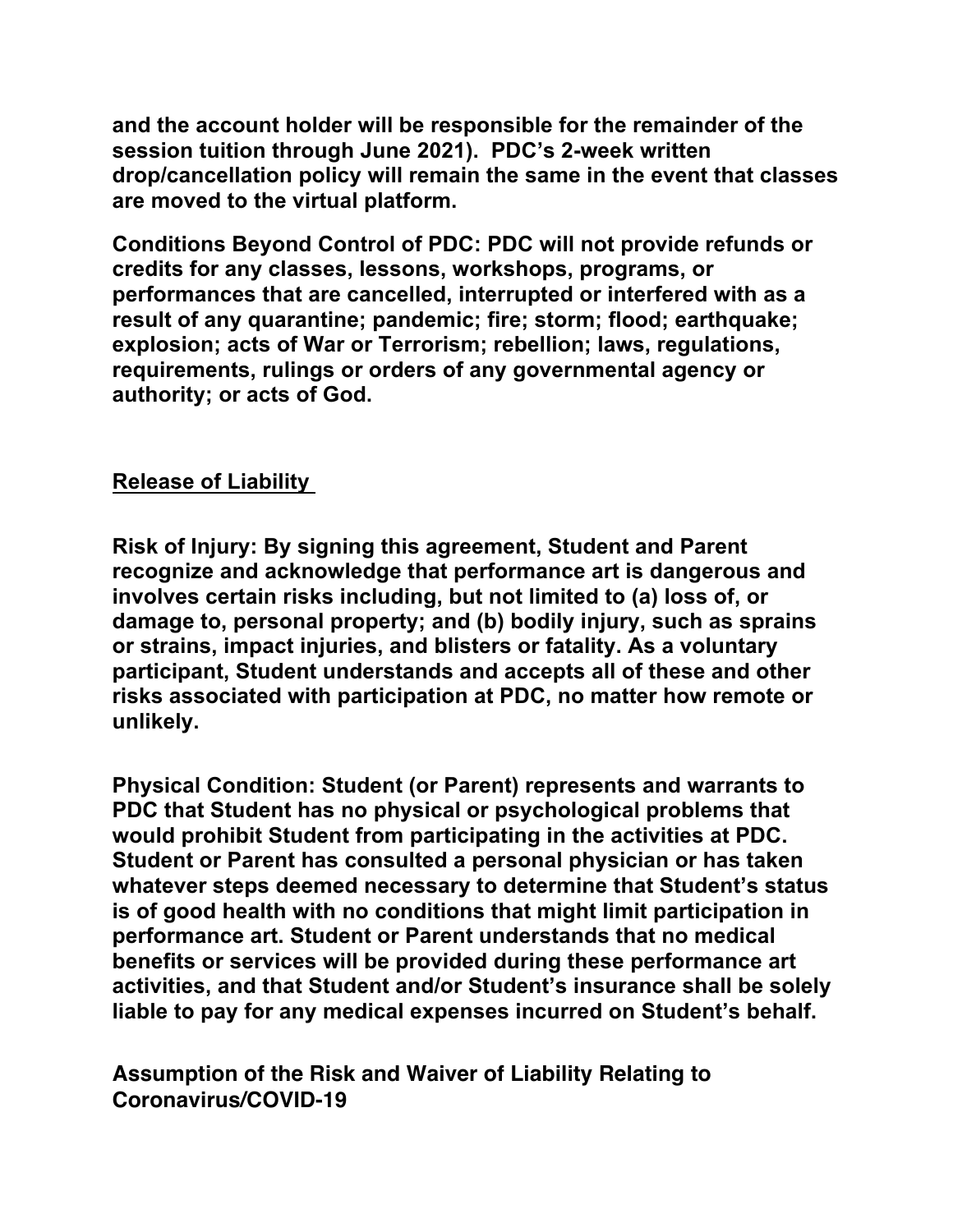**and the account holder will be responsible for the remainder of the session tuition through June 2021). PDC's 2-week written drop/cancellation policy will remain the same in the event that classes are moved to the virtual platform.**

**Conditions Beyond Control of PDC: PDC will not provide refunds or credits for any classes, lessons, workshops, programs, or performances that are cancelled, interrupted or interfered with as a result of any quarantine; pandemic; fire; storm; flood; earthquake; explosion; acts of War or Terrorism; rebellion; laws, regulations, requirements, rulings or orders of any governmental agency or authority; or acts of God.**

**<u>Release of Liability</u>**

**Risk of Injury: By signing this agreement, Student and Parent recognize and acknowledge that performance art is dangerous and involves certain risks including, but not limited to (a) loss of, or damage to, personal property; and (b) bodily injury, such as sprains or strains, impact injuries, and blisters or fatality. As a voluntary participant, Student understands and accepts all of these and other risks associated with participation at PDC, no matter how remote or unlikely.**

**Physical Condition: Student (or Parent) represents and warrants to PDC that Student has no physical or psychological problems that would prohibit Student from participating in the activities at PDC. Student or Parent has consulted a personal physician or has taken whatever steps deemed necessary to determine that Student's status is of good health with no conditions that might limit participation in performance art. Student or Parent understands that no medical benefits or services will be provided during these performance art activities, and that Student and/or Student's insurance shall be solely liable to pay for any medical expenses incurred on Student's behalf.**

**Assumption of the Risk and Waiver of Liability Relating to Coronavirus/COVID-19**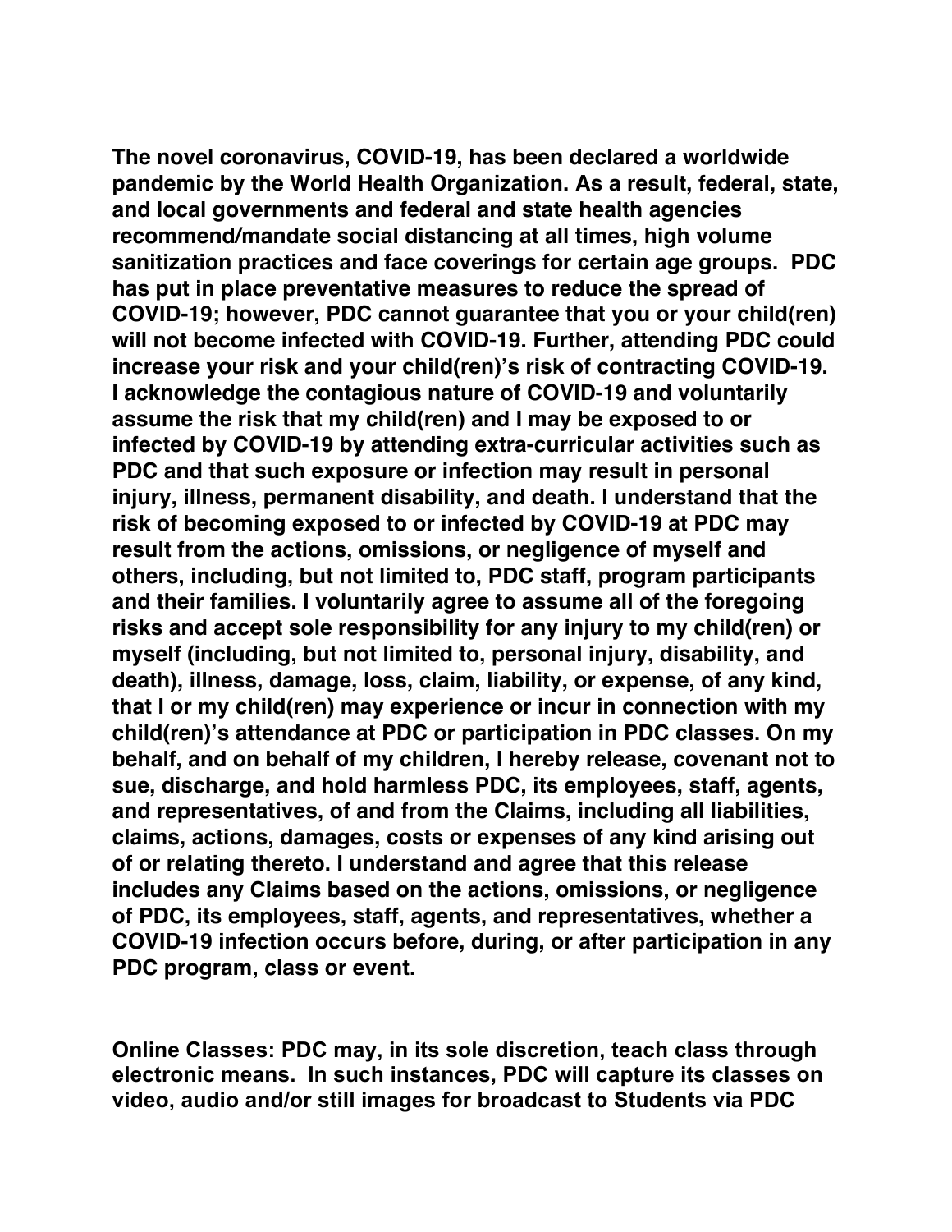**The novel coronavirus, COVID-19, has been declared a worldwide pandemic by the World Health Organization. As a result, federal, state, and local governments and federal and state health agencies recommend/mandate social distancing at all times, high volume sanitization practices and face coverings for certain age groups. PDC has put in place preventative measures to reduce the spread of COVID-19; however, PDC cannot guarantee that you or your child(ren) will not become infected with COVID-19. Further, attending PDC could increase your risk and your child(ren)'s risk of contracting COVID-19. I acknowledge the contagious nature of COVID-19 and voluntarily assume the risk that my child(ren) and I may be exposed to or infected by COVID-19 by attending extra-curricular activities such as PDC and that such exposure or infection may result in personal injury, illness, permanent disability, and death. I understand that the risk of becoming exposed to or infected by COVID-19 at PDC may result from the actions, omissions, or negligence of myself and others, including, but not limited to, PDC staff, program participants and their families. I voluntarily agree to assume all of the foregoing risks and accept sole responsibility for any injury to my child(ren) or myself (including, but not limited to, personal injury, disability, and death), illness, damage, loss, claim, liability, or expense, of any kind, that I or my child(ren) may experience or incur in connection with my child(ren)'s attendance at PDC or participation in PDC classes. On my behalf, and on behalf of my children, I hereby release, covenant not to sue, discharge, and hold harmless PDC, its employees, staff, agents, and representatives, of and from the Claims, including all liabilities, claims, actions, damages, costs or expenses of any kind arising out of or relating thereto. I understand and agree that this release includes any Claims based on the actions, omissions, or negligence of PDC, its employees, staff, agents, and representatives, whether a COVID-19 infection occurs before, during, or after participation in any PDC program, class or event.**

**Online Classes: PDC may, in its sole discretion, teach class through electronic means. In such instances, PDC will capture its classes on video, audio and/or still images for broadcast to Students via PDC**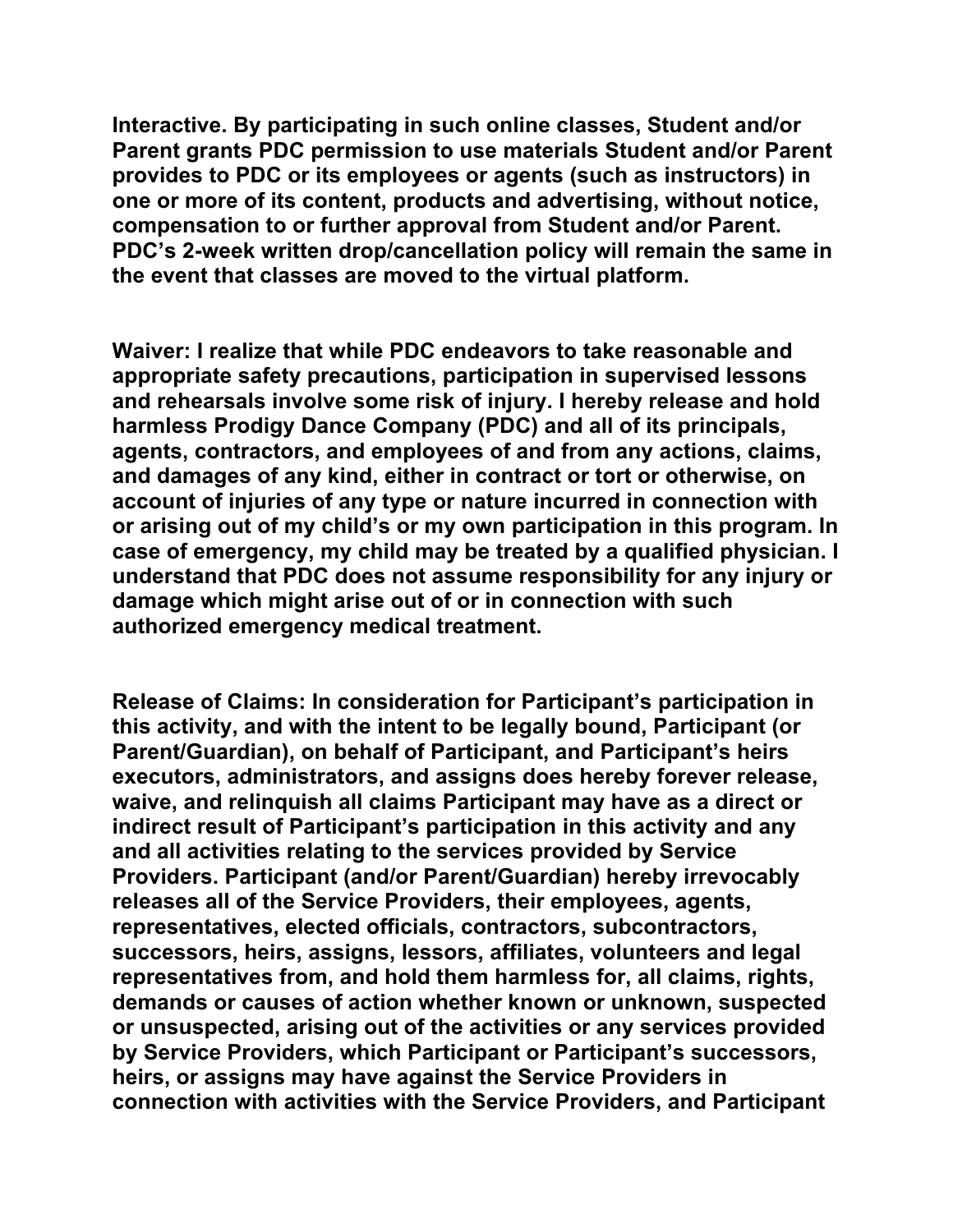**Interactive. By participating in such online classes, Student and/or Parent grants PDC permission to use materials Student and/or Parent provides to PDC or its employees or agents (such as instructors) in one or more of its content, products and advertising, without notice, compensation to or further approval from Student and/or Parent. PDC's 2-week written drop/cancellation policy will remain the same in the event that classes are moved to the virtual platform.**

**Waiver: I realize that while PDC endeavors to take reasonable and appropriate safety precautions, participation in supervised lessons and rehearsals involve some risk of injury. I hereby release and hold harmless Prodigy Dance Company (PDC) and all of its principals, agents, contractors, and employees of and from any actions, claims, and damages of any kind, either in contract or tort or otherwise, on account of injuries of any type or nature incurred in connection with or arising out of my child's or my own participation in this program. In case of emergency, my child may be treated by a qualified physician. I understand that PDC does not assume responsibility for any injury or damage which might arise out of or in connection with such authorized emergency medical treatment.**

**Release of Claims: In consideration for Participant's participation in this activity, and with the intent to be legally bound, Participant (or Parent/Guardian), on behalf of Participant, and Participant's heirs executors, administrators, and assigns does hereby forever release, waive, and relinquish all claims Participant may have as a direct or indirect result of Participant's participation in this activity and any and all activities relating to the services provided by Service Providers. Participant (and/or Parent/Guardian) hereby irrevocably releases all of the Service Providers, their employees, agents, representatives, elected officials, contractors, subcontractors, successors, heirs, assigns, lessors, affiliates, volunteers and legal representatives from, and hold them harmless for, all claims, rights, demands or causes of action whether known or unknown, suspected or unsuspected, arising out of the activities or any services provided by Service Providers, which Participant or Participant's successors, heirs, or assigns may have against the Service Providers in connection with activities with the Service Providers, and Participant**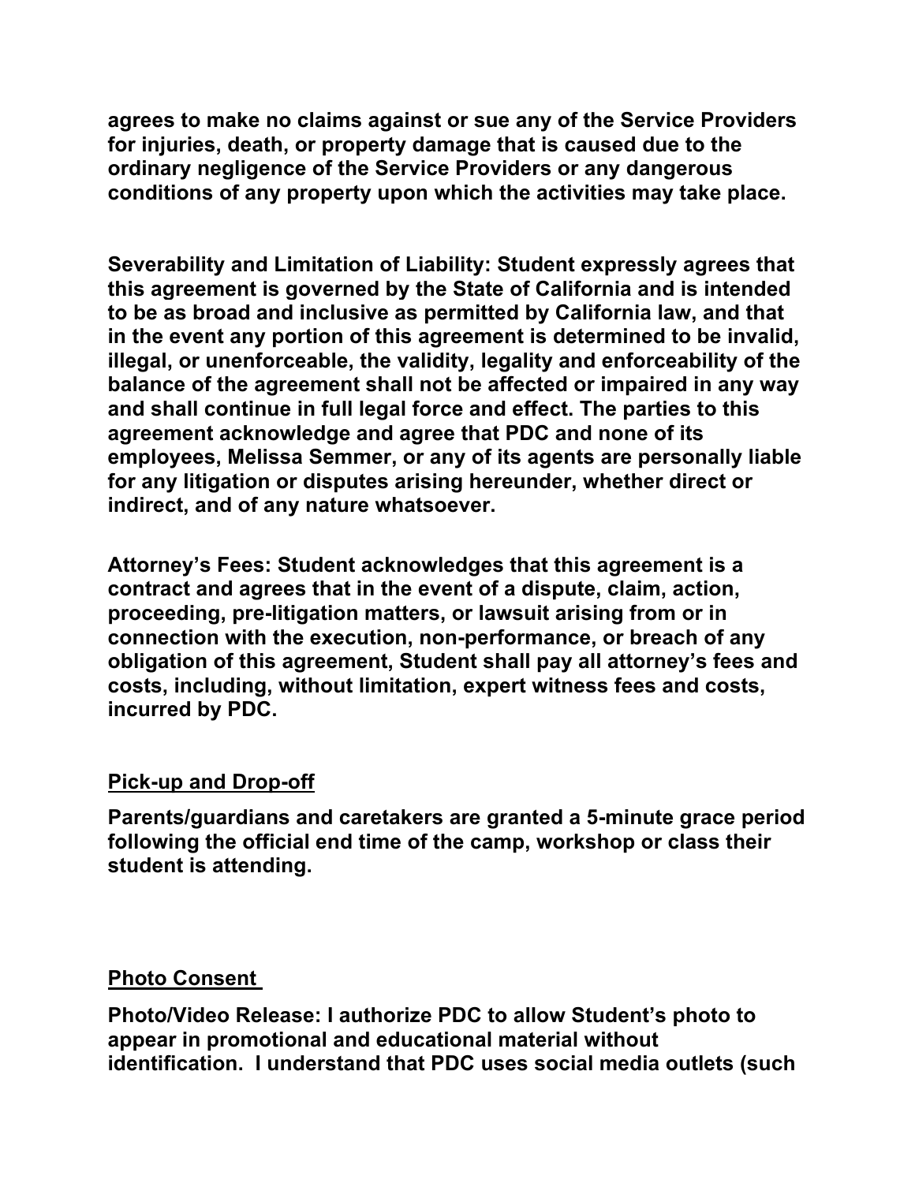**agrees to make no claims against or sue any of the Service Providers for injuries, death, or property damage that is caused due to the ordinary negligence of the Service Providers or any dangerous conditions of any property upon which the activities may take place.**

**Severability and Limitation of Liability: Student expressly agrees that this agreement is governed by the State of California and is intended to be as broad and inclusive as permitted by California law, and that in the event any portion of this agreement is determined to be invalid, illegal, or unenforceable, the validity, legality and enforceability of the balance of the agreement shall not be affected or impaired in any way and shall continue in full legal force and effect. The parties to this agreement acknowledge and agree that PDC and none of its employees, Melissa Semmer, or any of its agents are personally liable for any litigation or disputes arising hereunder, whether direct or indirect, and of any nature whatsoever.**

**Attorney's Fees: Student acknowledges that this agreement is a contract and agrees that in the event of a dispute, claim, action, proceeding, pre-litigation matters, or lawsuit arising from or in connection with the execution, non-performance, or breach of any obligation of this agreement, Student shall pay all attorney's fees and costs, including, without limitation, expert witness fees and costs, incurred by PDC.**

## Pick-up and Drop-off

**Parents/guardians and caretakers are granted a 5-minute grace period following the official end time of the camp, workshop or class their student is attending.**

## Photo Consent

**Photo/Video Release: I authorize PDC to allow Student's photo to appear in promotional and educational material without identification. I understand that PDC uses social media outlets (such**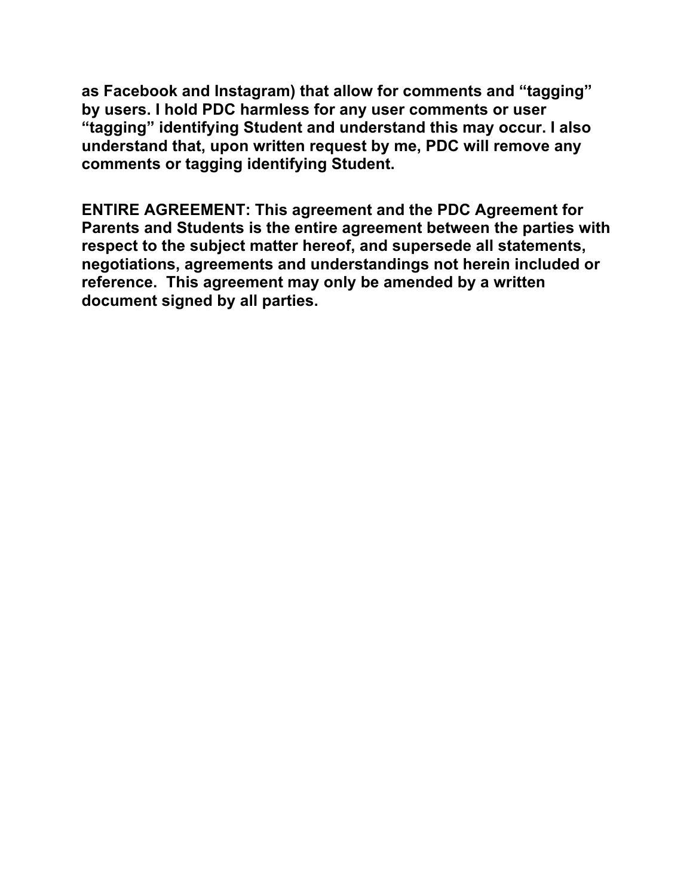**as Facebook and Instagram) that allow for comments and "tagging" by users. I hold PDC harmless for any user comments or user "tagging" identifying Student and understand this may occur. I also understand that, upon written request by me, PDC will remove any comments or tagging identifying Student.**

**ENTIRE AGREEMENT: This agreement and the PDC Agreement for Parents and Students is the entire agreement between the parties with respect to the subject matter hereof, and supersede all statements, negotiations, agreements and understandings not herein included or reference.  This agreement may only be amended by a written document signed by all parties.**